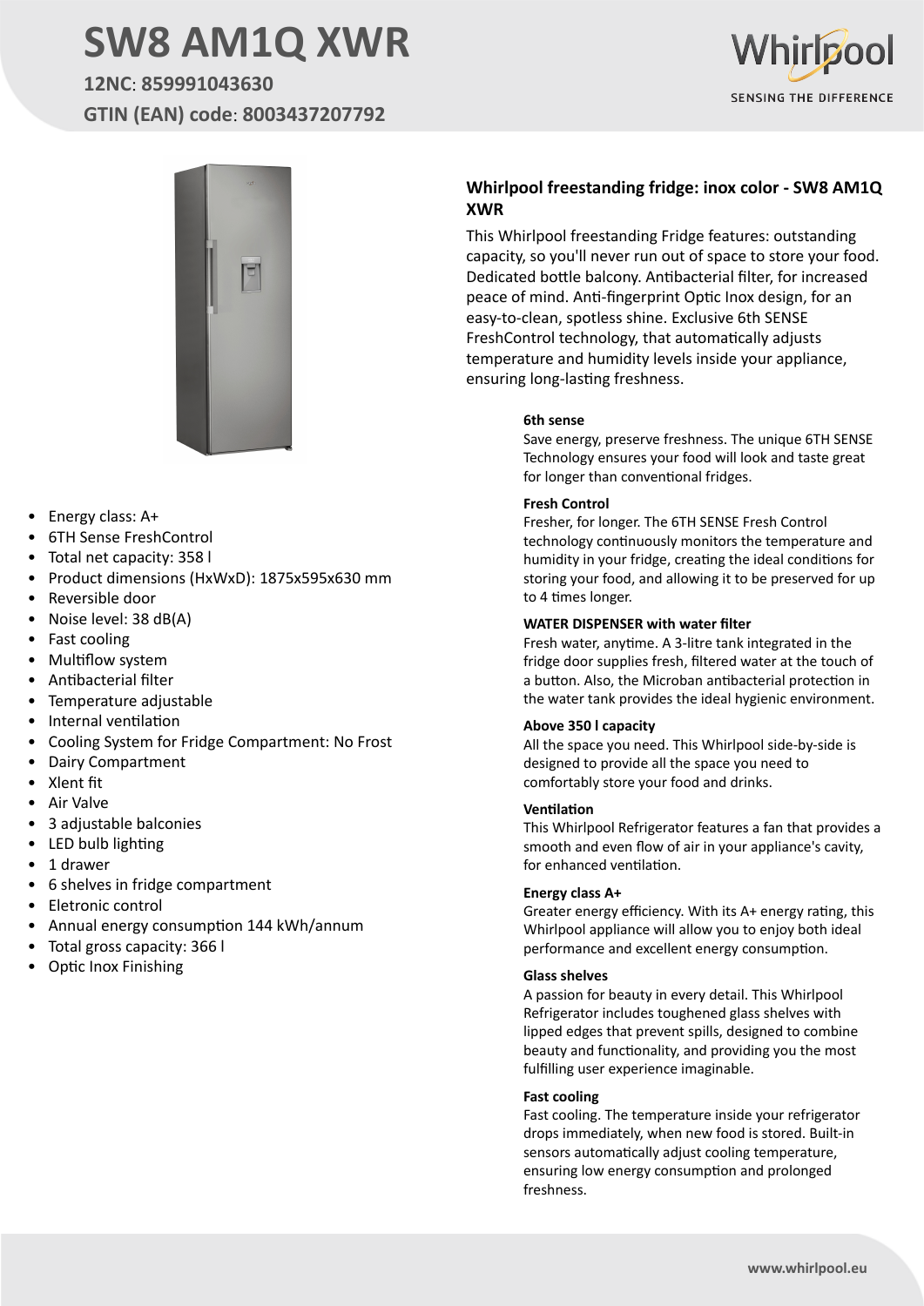# SW8 AM1Q XWR

**12NC**: **859991043630**

**GTIN (EAN) code**: **8003437207792**

Whirlpool

SENSING THE DIFFERENCE

- Energy class: A+
- 6TH Sense FreshControl
- Total net capacity: 358 l
- Product dimensions (HxWxD): 1875x595x630 mm
- Reversible door
- Noise level: 38 dB(A)
- Fast cooling
- Multiflow system
- Antibacterial filter
- Temperature adjustable
- Internal ventilation
- Cooling System for Fridge Compartment: No Frost
- Dairy Compartment
- Xlent fit
- Air Valve
- 3 adjustable balconies
- LED bulb lighting
- 1 drawer
- 6 shelves in fridge compartment
- Eletronic control
- Annual energy consumption 144 kWh/annum
- Total gross capacity: 366 l
- Optic Inox Finishing

## Whirlpool freestanding fridge: inox color - SW8 AM1Q XWR

This Whirlpool freestanding Fridge features: outstanding capacity, so you'll never run out of space to store your food. Dedicated bottle balcony. Antibacterial filter, for increased peace of mind. Anti-fingerprint Optic Inox design, for an easy-to-clean, spotless shine. Exclusive 6th SENSE FreshControl technology, that automatically adjusts temperature and humidity levels inside your appliance, ensuring long-lasting freshness.

**6th sense**

Save energy, preserve freshness. The unique 6TH SENSE Technology ensures your food will look and taste great for longer than conventional fridges.

**Fresh Control**

Fresher, for longer. The 6TH SENSE Fresh Control technology continuously monitors the temperature and humidity in your fridge, creating the ideal conditions for storing your food, and allowing it to be preserved for up to 4 times longer.

**WATER DISPENSER with water filter**

Fresh water, anytime. A 3-litre tank integrated in the fridge door supplies fresh, filtered water at the touch of a button. Also, the Microban antibacterial protection in the water tank provides the ideal hygienic environment.

**Above 350 l capacity**

All the space you need. This Whirlpool side-by-side is designed to provide all the space you need to comfortably store your food and drinks.

**Ventilation**

This Whirlpool Refrigerator features a fan that provides a smooth and even flow of air in your appliance's cavity, for enhanced ventilation.

**Energy class A+**

Greater energy efficiency. With its A+ energy rating, this Whirlpool appliance will allow you to enjoy both ideal performance and excellent energy consumption.

**Glass shelves**

A passion for beauty in every detail. This Whirlpool Refrigerator includes toughened glass shelves with lipped edges that prevent spills, designed to combine beauty and functionality, and providing you the most fulfilling user experience imaginable.

**Fast cooling**

Fast cooling. The temperature inside your refrigerator drops immediately, when new food is stored. Built-in sensors automatically adjust cooling temperature, ensuring low energy consumption and prolonged freshness.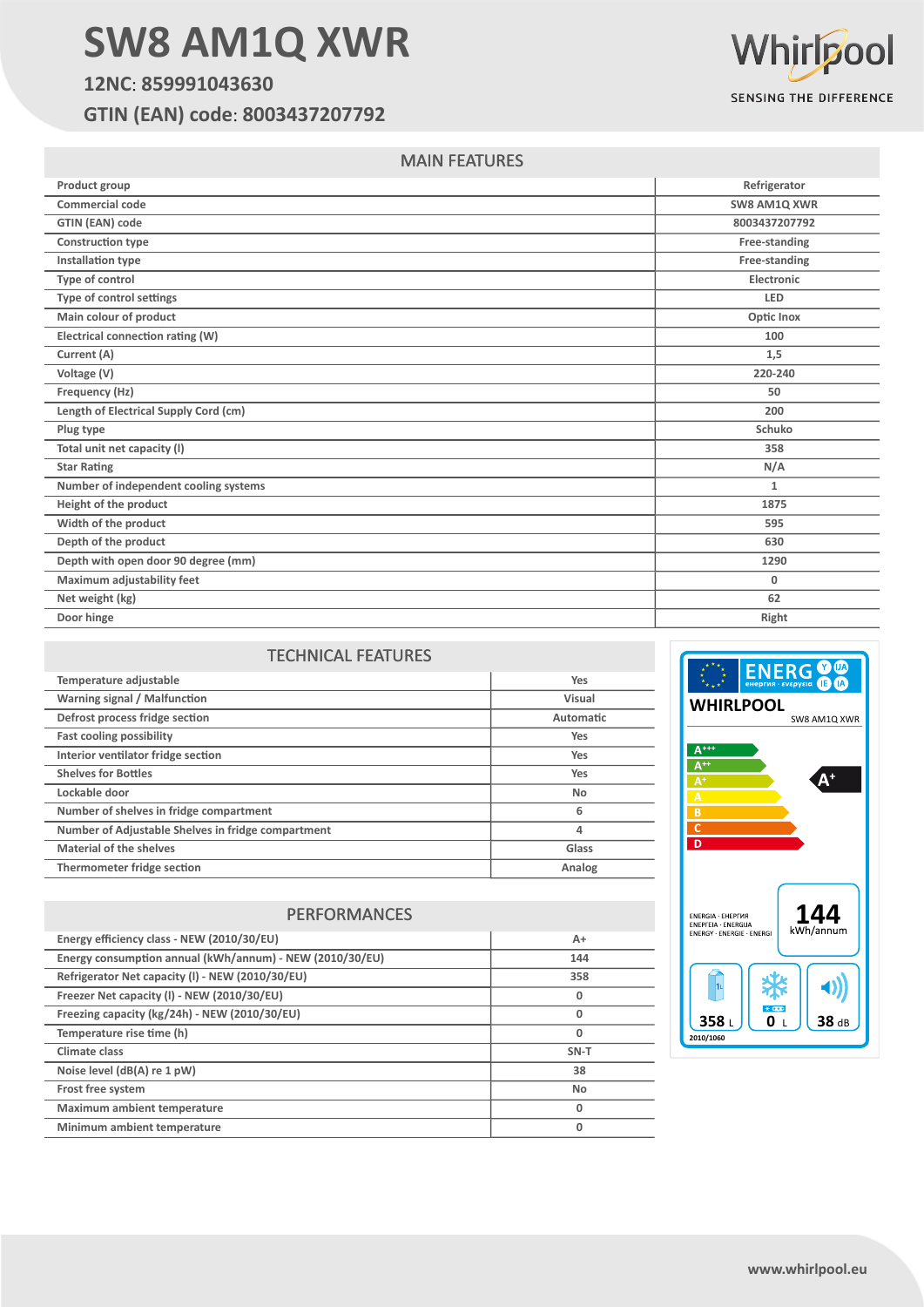# SW8 AM1Q XWR

**12NC: 859991043630**

**GTIN (EAN) code: 8003437207792**

Whirlpool

SENSING THE DIFFERENCE

## MAIN FEATURES

| | |
|---|---|
| Product group | Refrigerator |
| Commercial code | SW8 AM1Q XWR |
| GTIN (EAN) code | 8003437207792 |
| Construction type | Free-standing |
| Installation type | Free-standing |
| Type of control | Electronic |
| Type of control settings | LED |
| Main colour of product | Optic Inox |
| Electrical connection rating (W) | 100 |
| Current (A) | 1,5 |
| Voltage (V) | 220-240 |
| Frequency (Hz) | 50 |
| Length of Electrical Supply Cord (cm) | 200 |
| Plug type | Schuko |
| Total unit net capacity (l) | 358 |
| Star Rating | N/A |
| Number of independent cooling systems | 1 |
| Height of the product | 1875 |
| Width of the product | 595 |
| Depth of the product | 630 |
| Depth with open door 90 degree (mm) | 1290 |
| Maximum adjustability feet | 0 |
| Net weight (kg) | 62 |
| Door hinge | Right |

## TECHNICAL FEATURES

| | |
|---|---|
| Temperature adjustable | Yes |
| Warning signal / Malfunction | Visual |
| Defrost process fridge section | Automatic |
| Fast cooling possibility | Yes |
| Interior ventilator fridge section | Yes |
| Shelves for Bottles | Yes |
| Lockable door | No |
| Number of shelves in fridge compartment | 6 |
| Number of Adjustable Shelves in fridge compartment | 4 |
| Material of the shelves | Glass |
| Thermometer fridge section | Analog |

## PERFORMANCES

| | |
|---|---|
| Energy efficiency class - NEW (2010/30/EU) | A+ |
| Energy consumption annual (kWh/annum) - NEW (2010/30/EU) | 144 |
| Refrigerator Net capacity (l) - NEW (2010/30/EU) | 358 |
| Freezer Net capacity (l) - NEW (2010/30/EU) | 0 |
| Freezing capacity (kg/24h) - NEW (2010/30/EU) | 0 |
| Temperature rise time (h) | 0 |
| Climate class | SN-T |
| Noise level (dB(A) re 1 pW) | 38 |
| Frost free system | No |
| Maximum ambient temperature | 0 |
| Minimum ambient temperature | 0 |

ENERG
WHIRLPOOL SW8 AM1Q XWR
A+++
A++
A+
A
B
C
D
A+
ENERGIA · ЕНЕРГИЯ · ΕΝΕΡΓΕΙΑ · ENERGIJA · ENERGY · ENERGIE · ENERGI
144 kWh/annum
358 L
0 L
38 dB
2010/1060

www.whirlpool.eu